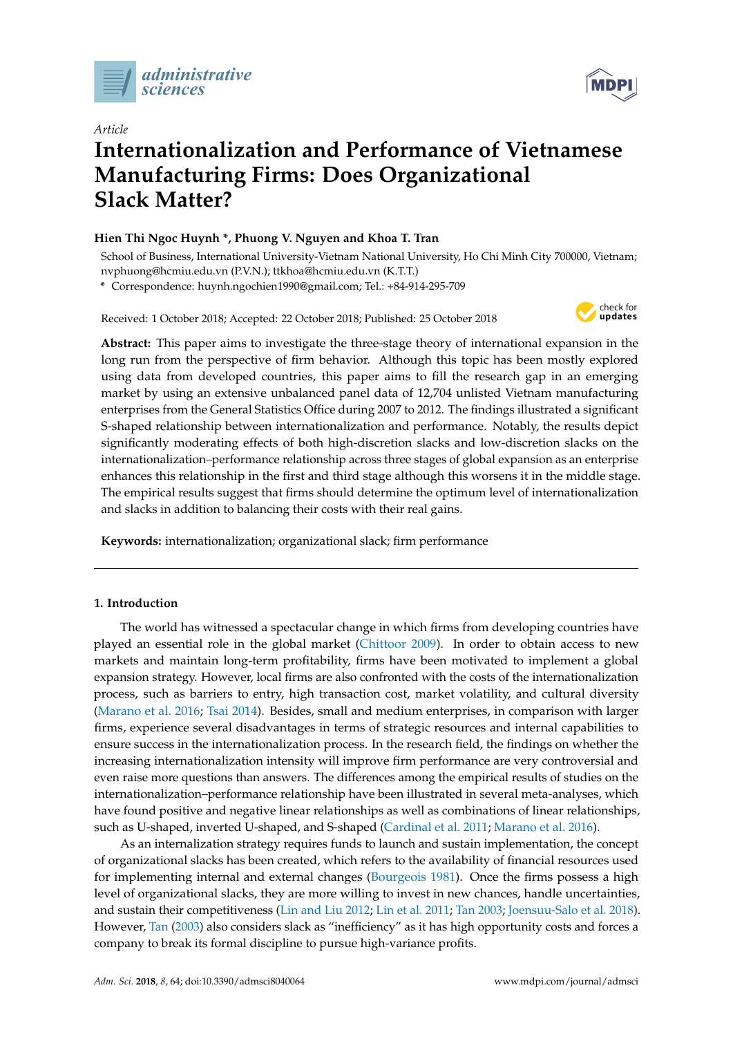*Article*

# Internationalization and Performance of Vietnamese Manufacturing Firms: Does Organizational Slack Matter?

**Hien Thi Ngoc Huynh \*, Phuong V. Nguyen and Khoa T. Tran**

School of Business, International University-Vietnam National University, Ho Chi Minh City 700000, Vietnam; nvphuong@hcmiu.edu.vn (P.V.N.); ttkhoa@hcmiu.edu.vn (K.T.T.)

\* Correspondence: huynh.ngochien1990@gmail.com; Tel.: +84-914-295-709

Received: 1 October 2018; Accepted: 22 October 2018; Published: 25 October 2018

**Abstract:** This paper aims to investigate the three-stage theory of international expansion in the long run from the perspective of firm behavior. Although this topic has been mostly explored using data from developed countries, this paper aims to fill the research gap in an emerging market by using an extensive unbalanced panel data of 12,704 unlisted Vietnam manufacturing enterprises from the General Statistics Office during 2007 to 2012. The findings illustrated a significant S-shaped relationship between internationalization and performance. Notably, the results depict significantly moderating effects of both high-discretion slacks and low-discretion slacks on the internationalization–performance relationship across three stages of global expansion as an enterprise enhances this relationship in the first and third stage although this worsens it in the middle stage. The empirical results suggest that firms should determine the optimum level of internationalization and slacks in addition to balancing their costs with their real gains.

**Keywords:** internationalization; organizational slack; firm performance

---

## 1. Introduction

The world has witnessed a spectacular change in which firms from developing countries have played an essential role in the global market (Chittoor 2009). In order to obtain access to new markets and maintain long-term profitability, firms have been motivated to implement a global expansion strategy. However, local firms are also confronted with the costs of the internationalization process, such as barriers to entry, high transaction cost, market volatility, and cultural diversity (Marano et al. 2016; Tsai 2014). Besides, small and medium enterprises, in comparison with larger firms, experience several disadvantages in terms of strategic resources and internal capabilities to ensure success in the internationalization process. In the research field, the findings on whether the increasing internationalization intensity will improve firm performance are very controversial and even raise more questions than answers. The differences among the empirical results of studies on the internationalization–performance relationship have been illustrated in several meta-analyses, which have found positive and negative linear relationships as well as combinations of linear relationships, such as U-shaped, inverted U-shaped, and S-shaped (Cardinal et al. 2011; Marano et al. 2016).

As an internalization strategy requires funds to launch and sustain implementation, the concept of organizational slacks has been created, which refers to the availability of financial resources used for implementing internal and external changes (Bourgeois 1981). Once the firms possess a high level of organizational slacks, they are more willing to invest in new chances, handle uncertainties, and sustain their competitiveness (Lin and Liu 2012; Lin et al. 2011; Tan 2003; Joensuu-Salo et al. 2018). However, Tan (2003) also considers slack as "inefficiency" as it has high opportunity costs and forces a company to break its formal discipline to pursue high-variance profits.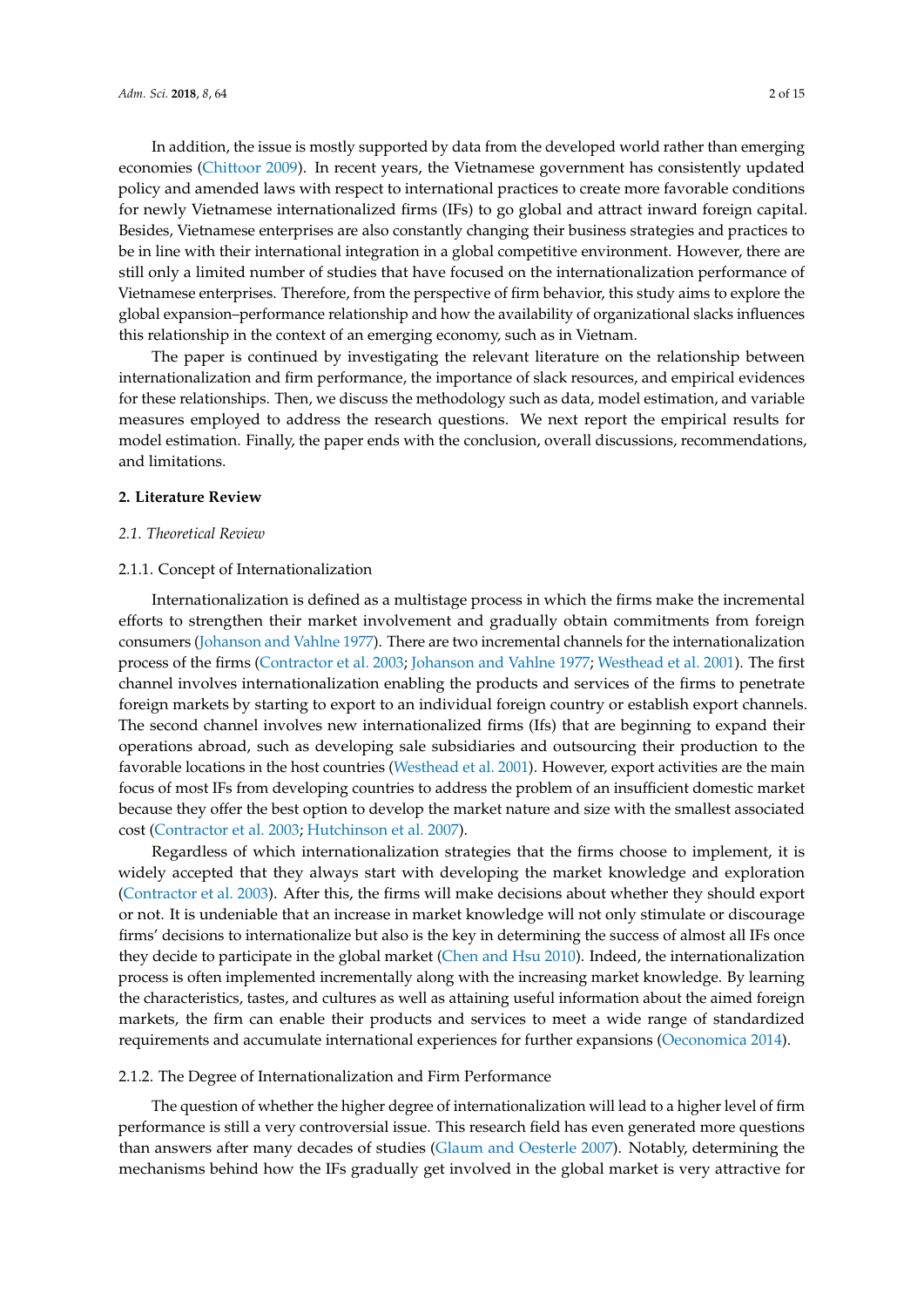In addition, the issue is mostly supported by data from the developed world rather than emerging economies (Chittoor 2009). In recent years, the Vietnamese government has consistently updated policy and amended laws with respect to international practices to create more favorable conditions for newly Vietnamese internationalized firms (IFs) to go global and attract inward foreign capital. Besides, Vietnamese enterprises are also constantly changing their business strategies and practices to be in line with their international integration in a global competitive environment. However, there are still only a limited number of studies that have focused on the internationalization performance of Vietnamese enterprises. Therefore, from the perspective of firm behavior, this study aims to explore the global expansion–performance relationship and how the availability of organizational slacks influences this relationship in the context of an emerging economy, such as in Vietnam.

The paper is continued by investigating the relevant literature on the relationship between internationalization and firm performance, the importance of slack resources, and empirical evidences for these relationships. Then, we discuss the methodology such as data, model estimation, and variable measures employed to address the research questions. We next report the empirical results for model estimation. Finally, the paper ends with the conclusion, overall discussions, recommendations, and limitations.

## 2. Literature Review

### 2.1. Theoretical Review

#### 2.1.1. Concept of Internationalization

Internationalization is defined as a multistage process in which the firms make the incremental efforts to strengthen their market involvement and gradually obtain commitments from foreign consumers (Johanson and Vahlne 1977). There are two incremental channels for the internationalization process of the firms (Contractor et al. 2003; Johanson and Vahlne 1977; Westhead et al. 2001). The first channel involves internationalization enabling the products and services of the firms to penetrate foreign markets by starting to export to an individual foreign country or establish export channels. The second channel involves new internationalized firms (Ifs) that are beginning to expand their operations abroad, such as developing sale subsidiaries and outsourcing their production to the favorable locations in the host countries (Westhead et al. 2001). However, export activities are the main focus of most IFs from developing countries to address the problem of an insufficient domestic market because they offer the best option to develop the market nature and size with the smallest associated cost (Contractor et al. 2003; Hutchinson et al. 2007).

Regardless of which internationalization strategies that the firms choose to implement, it is widely accepted that they always start with developing the market knowledge and exploration (Contractor et al. 2003). After this, the firms will make decisions about whether they should export or not. It is undeniable that an increase in market knowledge will not only stimulate or discourage firms' decisions to internationalize but also is the key in determining the success of almost all IFs once they decide to participate in the global market (Chen and Hsu 2010). Indeed, the internationalization process is often implemented incrementally along with the increasing market knowledge. By learning the characteristics, tastes, and cultures as well as attaining useful information about the aimed foreign markets, the firm can enable their products and services to meet a wide range of standardized requirements and accumulate international experiences for further expansions (Oeconomica 2014).

#### 2.1.2. The Degree of Internationalization and Firm Performance

The question of whether the higher degree of internationalization will lead to a higher level of firm performance is still a very controversial issue. This research field has even generated more questions than answers after many decades of studies (Glaum and Oesterle 2007). Notably, determining the mechanisms behind how the IFs gradually get involved in the global market is very attractive for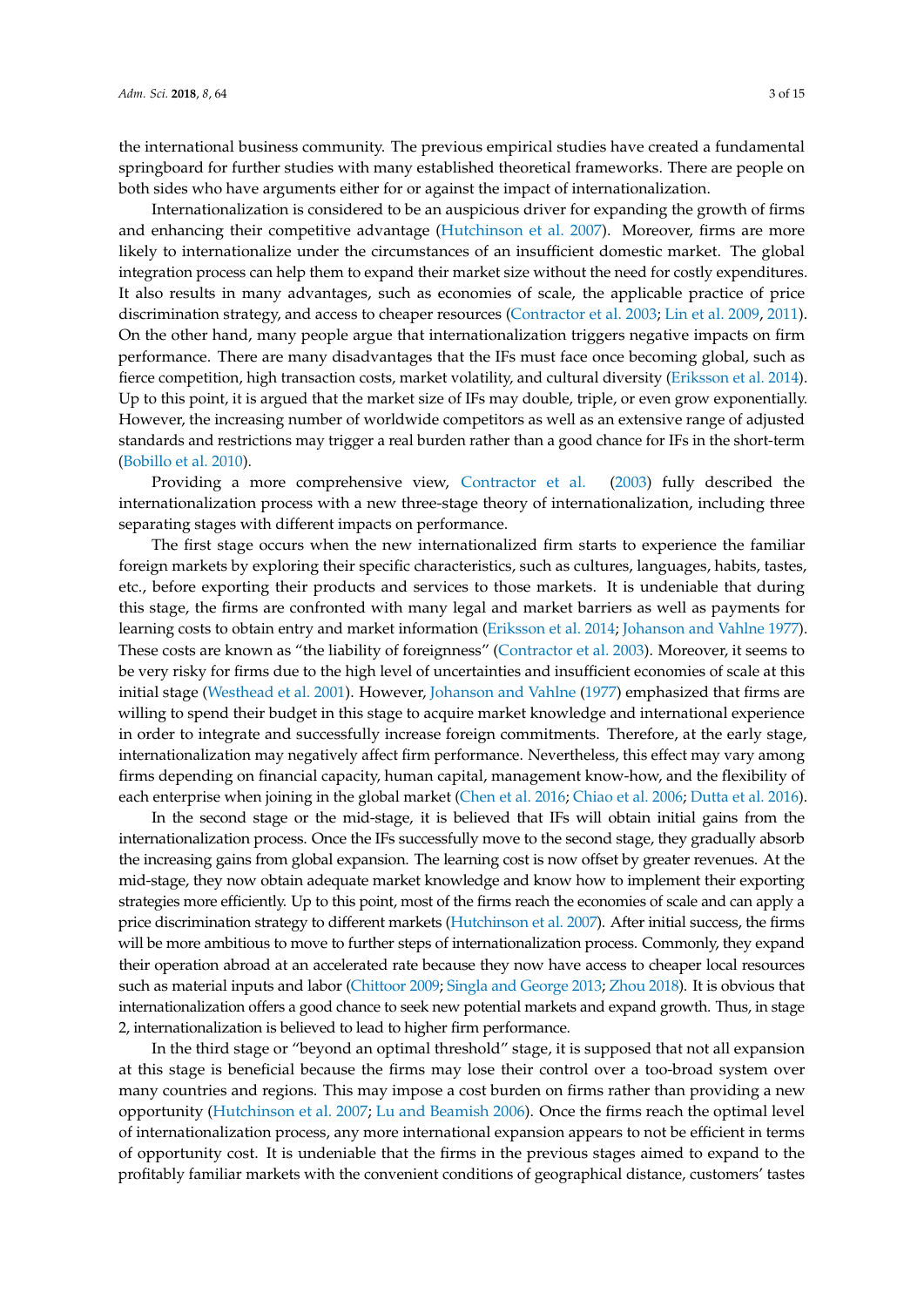the international business community. The previous empirical studies have created a fundamental springboard for further studies with many established theoretical frameworks. There are people on both sides who have arguments either for or against the impact of internationalization.

Internationalization is considered to be an auspicious driver for expanding the growth of firms and enhancing their competitive advantage (Hutchinson et al. 2007). Moreover, firms are more likely to internationalize under the circumstances of an insufficient domestic market. The global integration process can help them to expand their market size without the need for costly expenditures. It also results in many advantages, such as economies of scale, the applicable practice of price discrimination strategy, and access to cheaper resources (Contractor et al. 2003; Lin et al. 2009, 2011). On the other hand, many people argue that internationalization triggers negative impacts on firm performance. There are many disadvantages that the IFs must face once becoming global, such as fierce competition, high transaction costs, market volatility, and cultural diversity (Eriksson et al. 2014). Up to this point, it is argued that the market size of IFs may double, triple, or even grow exponentially. However, the increasing number of worldwide competitors as well as an extensive range of adjusted standards and restrictions may trigger a real burden rather than a good chance for IFs in the short-term (Bobillo et al. 2010).

Providing a more comprehensive view, Contractor et al. (2003) fully described the internationalization process with a new three-stage theory of internationalization, including three separating stages with different impacts on performance.

The first stage occurs when the new internationalized firm starts to experience the familiar foreign markets by exploring their specific characteristics, such as cultures, languages, habits, tastes, etc., before exporting their products and services to those markets. It is undeniable that during this stage, the firms are confronted with many legal and market barriers as well as payments for learning costs to obtain entry and market information (Eriksson et al. 2014; Johanson and Vahlne 1977). These costs are known as "the liability of foreignness" (Contractor et al. 2003). Moreover, it seems to be very risky for firms due to the high level of uncertainties and insufficient economies of scale at this initial stage (Westhead et al. 2001). However, Johanson and Vahlne (1977) emphasized that firms are willing to spend their budget in this stage to acquire market knowledge and international experience in order to integrate and successfully increase foreign commitments. Therefore, at the early stage, internationalization may negatively affect firm performance. Nevertheless, this effect may vary among firms depending on financial capacity, human capital, management know-how, and the flexibility of each enterprise when joining in the global market (Chen et al. 2016; Chiao et al. 2006; Dutta et al. 2016).

In the second stage or the mid-stage, it is believed that IFs will obtain initial gains from the internationalization process. Once the IFs successfully move to the second stage, they gradually absorb the increasing gains from global expansion. The learning cost is now offset by greater revenues. At the mid-stage, they now obtain adequate market knowledge and know how to implement their exporting strategies more efficiently. Up to this point, most of the firms reach the economies of scale and can apply a price discrimination strategy to different markets (Hutchinson et al. 2007). After initial success, the firms will be more ambitious to move to further steps of internationalization process. Commonly, they expand their operation abroad at an accelerated rate because they now have access to cheaper local resources such as material inputs and labor (Chittoor 2009; Singla and George 2013; Zhou 2018). It is obvious that internationalization offers a good chance to seek new potential markets and expand growth. Thus, in stage 2, internationalization is believed to lead to higher firm performance.

In the third stage or "beyond an optimal threshold" stage, it is supposed that not all expansion at this stage is beneficial because the firms may lose their control over a too-broad system over many countries and regions. This may impose a cost burden on firms rather than providing a new opportunity (Hutchinson et al. 2007; Lu and Beamish 2006). Once the firms reach the optimal level of internationalization process, any more international expansion appears to not be efficient in terms of opportunity cost. It is undeniable that the firms in the previous stages aimed to expand to the profitably familiar markets with the convenient conditions of geographical distance, customers' tastes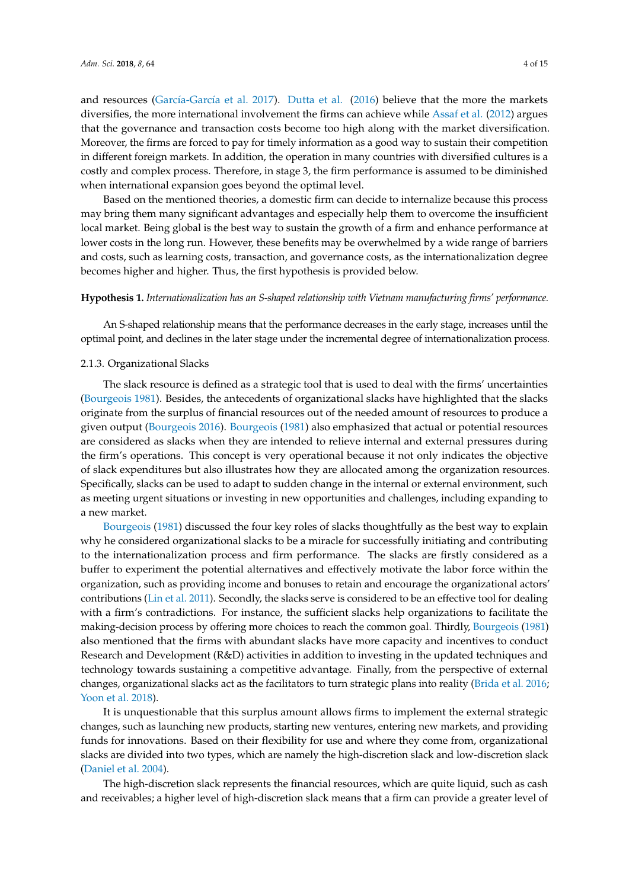and resources (García-García et al. 2017). Dutta et al. (2016) believe that the more the markets diversifies, the more international involvement the firms can achieve while Assaf et al. (2012) argues that the governance and transaction costs become too high along with the market diversification. Moreover, the firms are forced to pay for timely information as a good way to sustain their competition in different foreign markets. In addition, the operation in many countries with diversified cultures is a costly and complex process. Therefore, in stage 3, the firm performance is assumed to be diminished when international expansion goes beyond the optimal level.

Based on the mentioned theories, a domestic firm can decide to internalize because this process may bring them many significant advantages and especially help them to overcome the insufficient local market. Being global is the best way to sustain the growth of a firm and enhance performance at lower costs in the long run. However, these benefits may be overwhelmed by a wide range of barriers and costs, such as learning costs, transaction, and governance costs, as the internationalization degree becomes higher and higher. Thus, the first hypothesis is provided below.

**Hypothesis 1.** *Internationalization has an S-shaped relationship with Vietnam manufacturing firms' performance.*

An S-shaped relationship means that the performance decreases in the early stage, increases until the optimal point, and declines in the later stage under the incremental degree of internationalization process.

#### 2.1.3. Organizational Slacks

The slack resource is defined as a strategic tool that is used to deal with the firms' uncertainties (Bourgeois 1981). Besides, the antecedents of organizational slacks have highlighted that the slacks originate from the surplus of financial resources out of the needed amount of resources to produce a given output (Bourgeois 2016). Bourgeois (1981) also emphasized that actual or potential resources are considered as slacks when they are intended to relieve internal and external pressures during the firm's operations. This concept is very operational because it not only indicates the objective of slack expenditures but also illustrates how they are allocated among the organization resources. Specifically, slacks can be used to adapt to sudden change in the internal or external environment, such as meeting urgent situations or investing in new opportunities and challenges, including expanding to a new market.

Bourgeois (1981) discussed the four key roles of slacks thoughtfully as the best way to explain why he considered organizational slacks to be a miracle for successfully initiating and contributing to the internationalization process and firm performance. The slacks are firstly considered as a buffer to experiment the potential alternatives and effectively motivate the labor force within the organization, such as providing income and bonuses to retain and encourage the organizational actors' contributions (Lin et al. 2011). Secondly, the slacks serve is considered to be an effective tool for dealing with a firm's contradictions. For instance, the sufficient slacks help organizations to facilitate the making-decision process by offering more choices to reach the common goal. Thirdly, Bourgeois (1981) also mentioned that the firms with abundant slacks have more capacity and incentives to conduct Research and Development (R&D) activities in addition to investing in the updated techniques and technology towards sustaining a competitive advantage. Finally, from the perspective of external changes, organizational slacks act as the facilitators to turn strategic plans into reality (Brida et al. 2016; Yoon et al. 2018).

It is unquestionable that this surplus amount allows firms to implement the external strategic changes, such as launching new products, starting new ventures, entering new markets, and providing funds for innovations. Based on their flexibility for use and where they come from, organizational slacks are divided into two types, which are namely the high-discretion slack and low-discretion slack (Daniel et al. 2004).

The high-discretion slack represents the financial resources, which are quite liquid, such as cash and receivables; a higher level of high-discretion slack means that a firm can provide a greater level of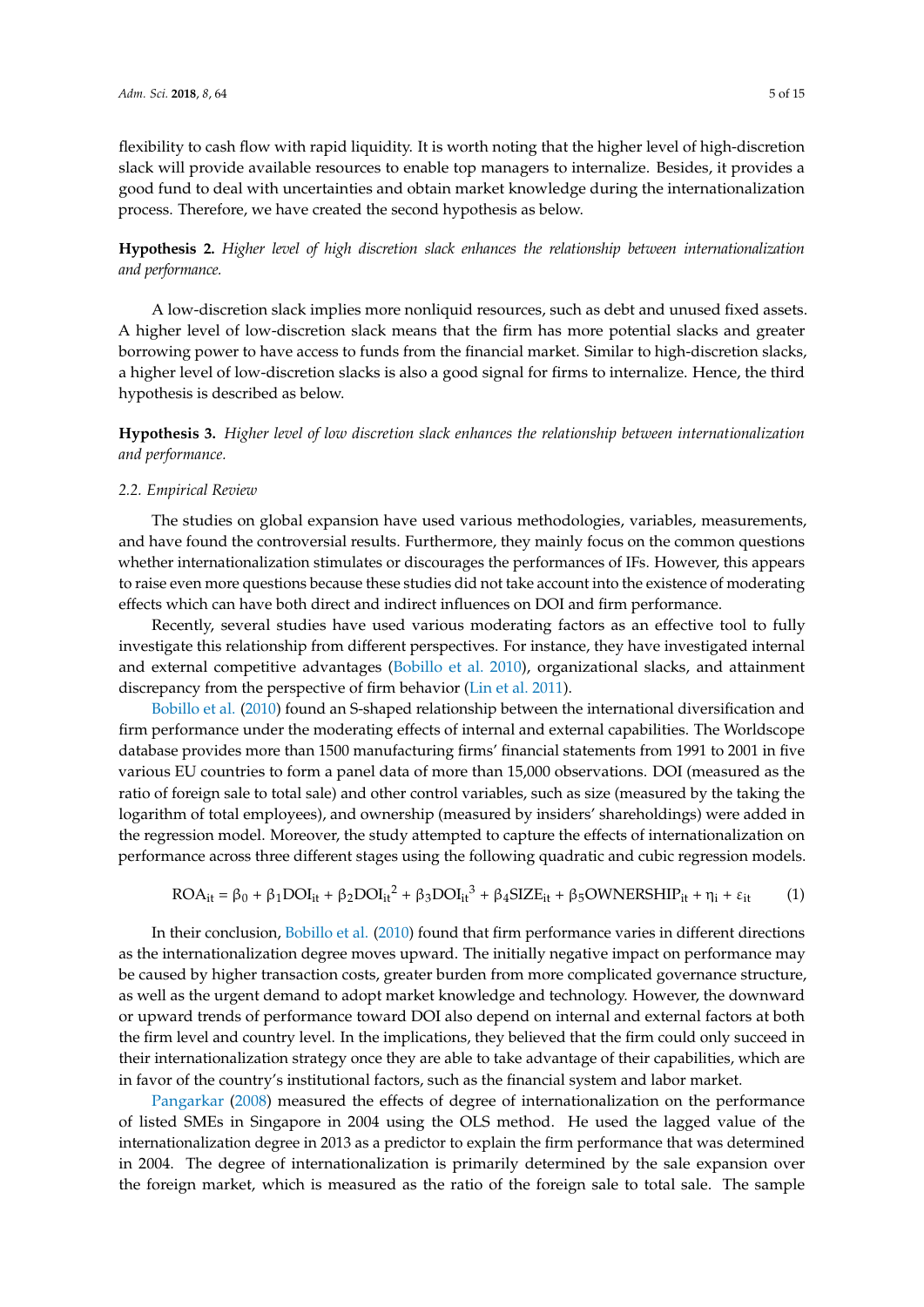flexibility to cash flow with rapid liquidity. It is worth noting that the higher level of high-discretion slack will provide available resources to enable top managers to internalize. Besides, it provides a good fund to deal with uncertainties and obtain market knowledge during the internationalization process. Therefore, we have created the second hypothesis as below.

**Hypothesis 2.** *Higher level of high discretion slack enhances the relationship between internationalization and performance.*

A low-discretion slack implies more nonliquid resources, such as debt and unused fixed assets. A higher level of low-discretion slack means that the firm has more potential slacks and greater borrowing power to have access to funds from the financial market. Similar to high-discretion slacks, a higher level of low-discretion slacks is also a good signal for firms to internalize. Hence, the third hypothesis is described as below.

**Hypothesis 3.** *Higher level of low discretion slack enhances the relationship between internationalization and performance.*

### *2.2. Empirical Review*

The studies on global expansion have used various methodologies, variables, measurements, and have found the controversial results. Furthermore, they mainly focus on the common questions whether internationalization stimulates or discourages the performances of IFs. However, this appears to raise even more questions because these studies did not take account into the existence of moderating effects which can have both direct and indirect influences on DOI and firm performance.

Recently, several studies have used various moderating factors as an effective tool to fully investigate this relationship from different perspectives. For instance, they have investigated internal and external competitive advantages (Bobillo et al. 2010), organizational slacks, and attainment discrepancy from the perspective of firm behavior (Lin et al. 2011).

Bobillo et al. (2010) found an S-shaped relationship between the international diversification and firm performance under the moderating effects of internal and external capabilities. The Worldscope database provides more than 1500 manufacturing firms' financial statements from 1991 to 2001 in five various EU countries to form a panel data of more than 15,000 observations. DOI (measured as the ratio of foreign sale to total sale) and other control variables, such as size (measured by the taking the logarithm of total employees), and ownership (measured by insiders' shareholdings) were added in the regression model. Moreover, the study attempted to capture the effects of internationalization on performance across three different stages using the following quadratic and cubic regression models.

$$ROA_{it} = \beta_0 + \beta_1 DOI_{it} + \beta_2 DOI_{it}^2 + \beta_3 DOI_{it}^3 + \beta_4 SIZE_{it} + \beta_5 OWNERSHIP_{it} + \eta_i + \varepsilon_{it} \quad (1)$$

In their conclusion, Bobillo et al. (2010) found that firm performance varies in different directions as the internationalization degree moves upward. The initially negative impact on performance may be caused by higher transaction costs, greater burden from more complicated governance structure, as well as the urgent demand to adopt market knowledge and technology. However, the downward or upward trends of performance toward DOI also depend on internal and external factors at both the firm level and country level. In the implications, they believed that the firm could only succeed in their internationalization strategy once they are able to take advantage of their capabilities, which are in favor of the country's institutional factors, such as the financial system and labor market.

Pangarkar (2008) measured the effects of degree of internationalization on the performance of listed SMEs in Singapore in 2004 using the OLS method. He used the lagged value of the internationalization degree in 2013 as a predictor to explain the firm performance that was determined in 2004. The degree of internationalization is primarily determined by the sale expansion over the foreign market, which is measured as the ratio of the foreign sale to total sale. The sample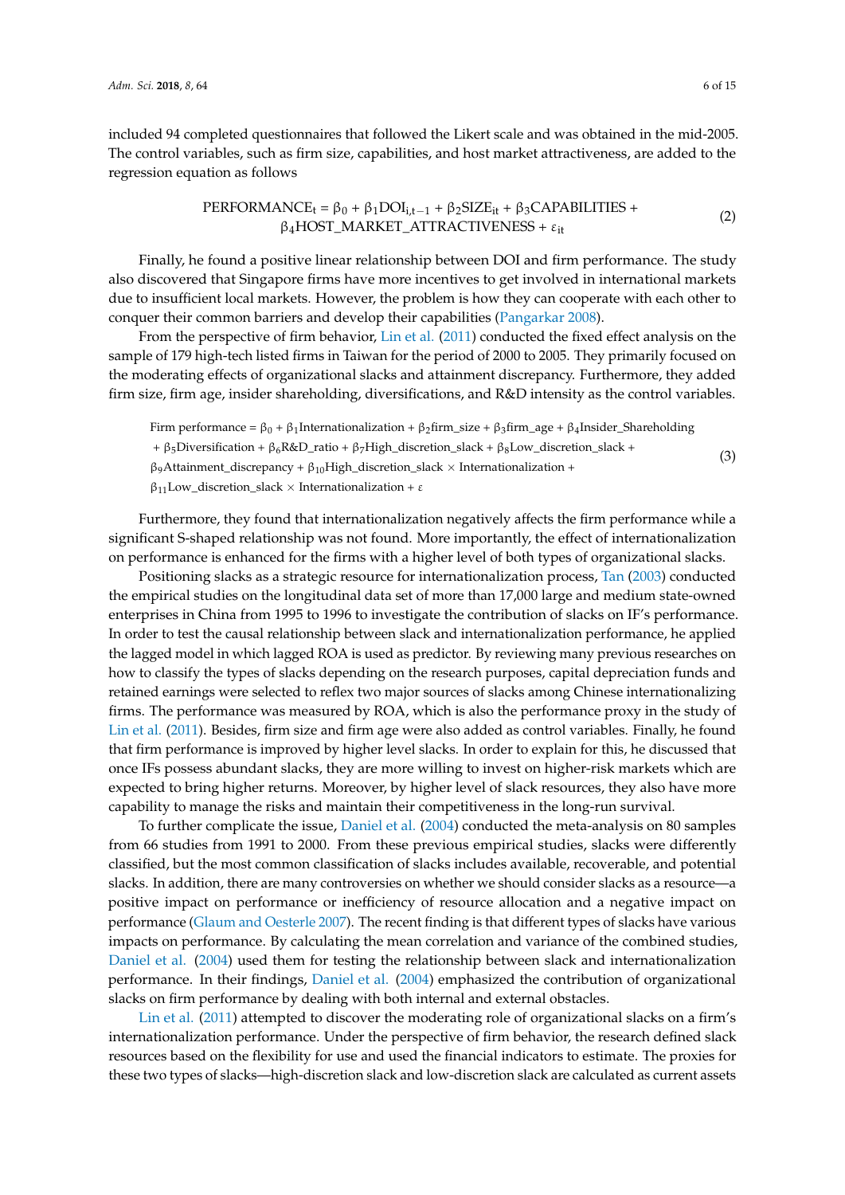included 94 completed questionnaires that followed the Likert scale and was obtained in the mid-2005. The control variables, such as firm size, capabilities, and host market attractiveness, are added to the regression equation as follows

$$\text{PERFORMANCE}_t = \beta_0 + \beta_1\text{DOI}_{i,t-1} + \beta_2\text{SIZE}_{it} + \beta_3\text{CAPABILITIES} + \beta_4\text{HOST\_MARKET\_ATTRACTIVENESS} + \varepsilon_{it} \quad (2)$$

Finally, he found a positive linear relationship between DOI and firm performance. The study also discovered that Singapore firms have more incentives to get involved in international markets due to insufficient local markets. However, the problem is how they can cooperate with each other to conquer their common barriers and develop their capabilities (Pangarkar 2008).

From the perspective of firm behavior, Lin et al. (2011) conducted the fixed effect analysis on the sample of 179 high-tech listed firms in Taiwan for the period of 2000 to 2005. They primarily focused on the moderating effects of organizational slacks and attainment discrepancy. Furthermore, they added firm size, firm age, insider shareholding, diversifications, and R&D intensity as the control variables.

$$\begin{aligned}\text{Firm performance} &= \beta_0 + \beta_1\text{Internationalization} + \beta_2\text{firm\_size} + \beta_3\text{firm\_age} + \beta_4\text{Insider\_Shareholding} \\ &+ \beta_5\text{Diversification} + \beta_6\text{R\&D\_ratio} + \beta_7\text{High\_discretion\_slack} + \beta_8\text{Low\_discretion\_slack} + \\ &\beta_9\text{Attainment\_discrepancy} + \beta_{10}\text{High\_discretion\_slack} \times \text{Internationalization} + \\ &\beta_{11}\text{Low\_discretion\_slack} \times \text{Internationalization} + \varepsilon \end{aligned} \quad (3)$$

Furthermore, they found that internationalization negatively affects the firm performance while a significant S-shaped relationship was not found. More importantly, the effect of internationalization on performance is enhanced for the firms with a higher level of both types of organizational slacks.

Positioning slacks as a strategic resource for internationalization process, Tan (2003) conducted the empirical studies on the longitudinal data set of more than 17,000 large and medium state-owned enterprises in China from 1995 to 1996 to investigate the contribution of slacks on IF's performance. In order to test the causal relationship between slack and internationalization performance, he applied the lagged model in which lagged ROA is used as predictor. By reviewing many previous researches on how to classify the types of slacks depending on the research purposes, capital depreciation funds and retained earnings were selected to reflex two major sources of slacks among Chinese internationalizing firms. The performance was measured by ROA, which is also the performance proxy in the study of Lin et al. (2011). Besides, firm size and firm age were also added as control variables. Finally, he found that firm performance is improved by higher level slacks. In order to explain for this, he discussed that once IFs possess abundant slacks, they are more willing to invest on higher-risk markets which are expected to bring higher returns. Moreover, by higher level of slack resources, they also have more capability to manage the risks and maintain their competitiveness in the long-run survival.

To further complicate the issue, Daniel et al. (2004) conducted the meta-analysis on 80 samples from 66 studies from 1991 to 2000. From these previous empirical studies, slacks were differently classified, but the most common classification of slacks includes available, recoverable, and potential slacks. In addition, there are many controversies on whether we should consider slacks as a resource—a positive impact on performance or inefficiency of resource allocation and a negative impact on performance (Glaum and Oesterle 2007). The recent finding is that different types of slacks have various impacts on performance. By calculating the mean correlation and variance of the combined studies, Daniel et al. (2004) used them for testing the relationship between slack and internationalization performance. In their findings, Daniel et al. (2004) emphasized the contribution of organizational slacks on firm performance by dealing with both internal and external obstacles.

Lin et al. (2011) attempted to discover the moderating role of organizational slacks on a firm's internationalization performance. Under the perspective of firm behavior, the research defined slack resources based on the flexibility for use and used the financial indicators to estimate. The proxies for these two types of slacks—high-discretion slack and low-discretion slack are calculated as current assets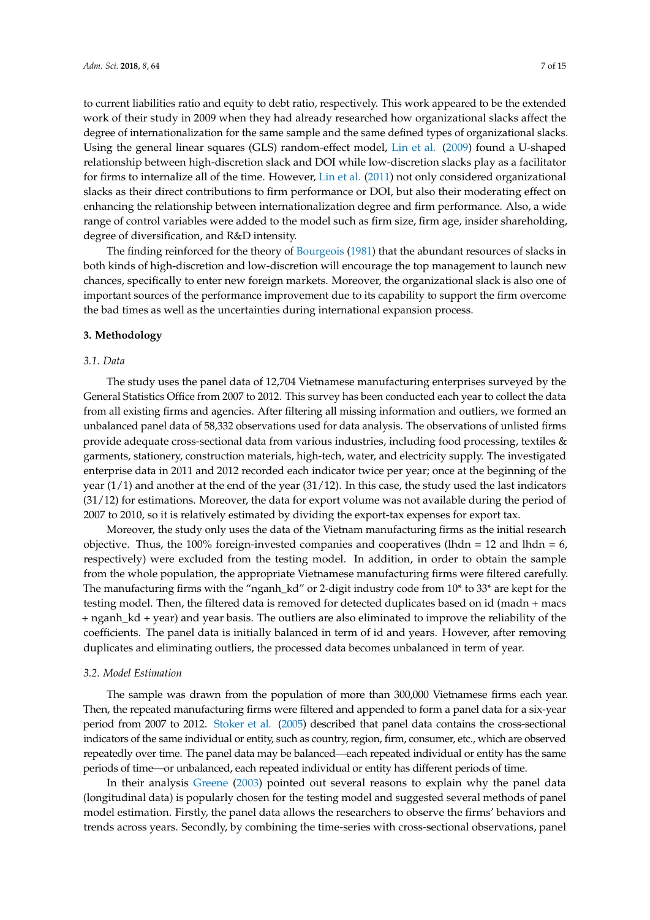to current liabilities ratio and equity to debt ratio, respectively. This work appeared to be the extended work of their study in 2009 when they had already researched how organizational slacks affect the degree of internationalization for the same sample and the same defined types of organizational slacks. Using the general linear squares (GLS) random-effect model, Lin et al. (2009) found a U-shaped relationship between high-discretion slack and DOI while low-discretion slacks play as a facilitator for firms to internalize all of the time. However, Lin et al. (2011) not only considered organizational slacks as their direct contributions to firm performance or DOI, but also their moderating effect on enhancing the relationship between internationalization degree and firm performance. Also, a wide range of control variables were added to the model such as firm size, firm age, insider shareholding, degree of diversification, and R&D intensity.

The finding reinforced for the theory of Bourgeois (1981) that the abundant resources of slacks in both kinds of high-discretion and low-discretion will encourage the top management to launch new chances, specifically to enter new foreign markets. Moreover, the organizational slack is also one of important sources of the performance improvement due to its capability to support the firm overcome the bad times as well as the uncertainties during international expansion process.

## 3. Methodology

### 3.1. Data

The study uses the panel data of 12,704 Vietnamese manufacturing enterprises surveyed by the General Statistics Office from 2007 to 2012. This survey has been conducted each year to collect the data from all existing firms and agencies. After filtering all missing information and outliers, we formed an unbalanced panel data of 58,332 observations used for data analysis. The observations of unlisted firms provide adequate cross-sectional data from various industries, including food processing, textiles & garments, stationery, construction materials, high-tech, water, and electricity supply. The investigated enterprise data in 2011 and 2012 recorded each indicator twice per year; once at the beginning of the year (1/1) and another at the end of the year (31/12). In this case, the study used the last indicators (31/12) for estimations. Moreover, the data for export volume was not available during the period of 2007 to 2010, so it is relatively estimated by dividing the export-tax expenses for export tax.

Moreover, the study only uses the data of the Vietnam manufacturing firms as the initial research objective. Thus, the 100% foreign-invested companies and cooperatives (lhdn = 12 and lhdn = 6, respectively) were excluded from the testing model. In addition, in order to obtain the sample from the whole population, the appropriate Vietnamese manufacturing firms were filtered carefully. The manufacturing firms with the "nganh_kd" or 2-digit industry code from 10* to 33* are kept for the testing model. Then, the filtered data is removed for detected duplicates based on id (madn + macs + nganh_kd + year) and year basis. The outliers are also eliminated to improve the reliability of the coefficients. The panel data is initially balanced in term of id and years. However, after removing duplicates and eliminating outliers, the processed data becomes unbalanced in term of year.

### 3.2. Model Estimation

The sample was drawn from the population of more than 300,000 Vietnamese firms each year. Then, the repeated manufacturing firms were filtered and appended to form a panel data for a six-year period from 2007 to 2012. Stoker et al. (2005) described that panel data contains the cross-sectional indicators of the same individual or entity, such as country, region, firm, consumer, etc., which are observed repeatedly over time. The panel data may be balanced—each repeated individual or entity has the same periods of time—or unbalanced, each repeated individual or entity has different periods of time.

In their analysis Greene (2003) pointed out several reasons to explain why the panel data (longitudinal data) is popularly chosen for the testing model and suggested several methods of panel model estimation. Firstly, the panel data allows the researchers to observe the firms' behaviors and trends across years. Secondly, by combining the time-series with cross-sectional observations, panel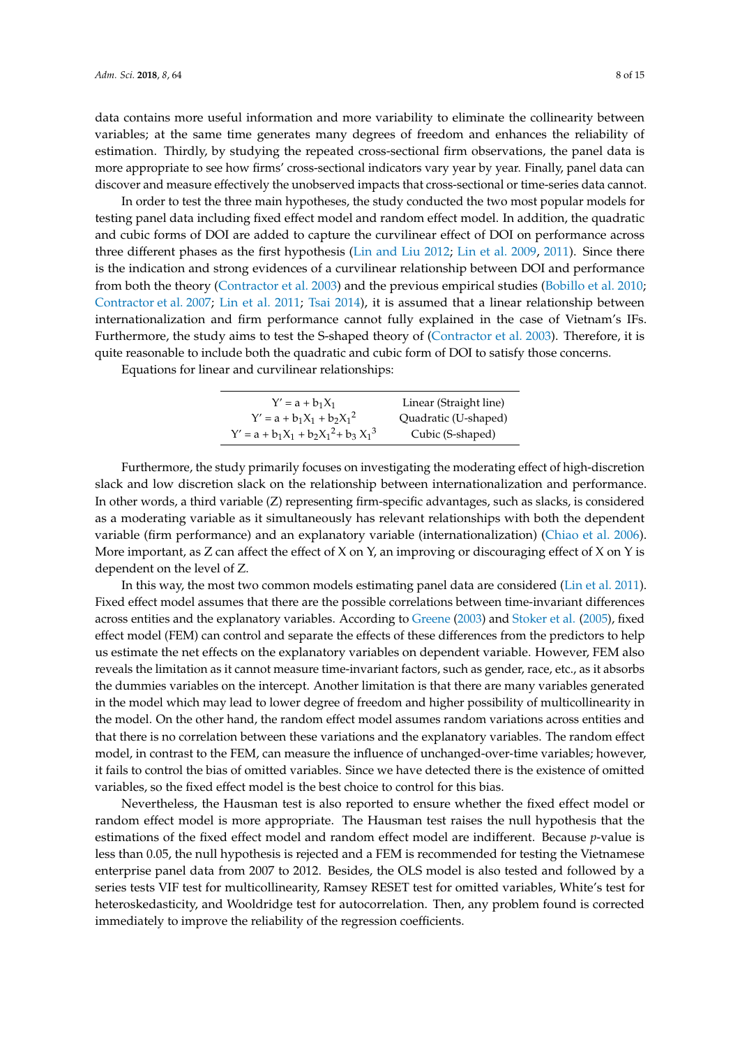data contains more useful information and more variability to eliminate the collinearity between variables; at the same time generates many degrees of freedom and enhances the reliability of estimation. Thirdly, by studying the repeated cross-sectional firm observations, the panel data is more appropriate to see how firms' cross-sectional indicators vary year by year. Finally, panel data can discover and measure effectively the unobserved impacts that cross-sectional or time-series data cannot.

In order to test the three main hypotheses, the study conducted the two most popular models for testing panel data including fixed effect model and random effect model. In addition, the quadratic and cubic forms of DOI are added to capture the curvilinear effect of DOI on performance across three different phases as the first hypothesis (Lin and Liu 2012; Lin et al. 2009, 2011). Since there is the indication and strong evidences of a curvilinear relationship between DOI and performance from both the theory (Contractor et al. 2003) and the previous empirical studies (Bobillo et al. 2010; Contractor et al. 2007; Lin et al. 2011; Tsai 2014), it is assumed that a linear relationship between internationalization and firm performance cannot fully explained in the case of Vietnam's IFs. Furthermore, the study aims to test the S-shaped theory of (Contractor et al. 2003). Therefore, it is quite reasonable to include both the quadratic and cubic form of DOI to satisfy those concerns.

Equations for linear and curvilinear relationships:

| | |
|---|---|
| $Y' = a + b_1X_1$ | Linear (Straight line) |
| $Y' = a + b_1X_1 + b_2X_1^2$ | Quadratic (U-shaped) |
| $Y' = a + b_1X_1 + b_2X_1^2 + b_3 X_1^3$ | Cubic (S-shaped) |

Furthermore, the study primarily focuses on investigating the moderating effect of high-discretion slack and low discretion slack on the relationship between internationalization and performance. In other words, a third variable (Z) representing firm-specific advantages, such as slacks, is considered as a moderating variable as it simultaneously has relevant relationships with both the dependent variable (firm performance) and an explanatory variable (internationalization) (Chiao et al. 2006). More important, as Z can affect the effect of X on Y, an improving or discouraging effect of X on Y is dependent on the level of Z.

In this way, the most two common models estimating panel data are considered (Lin et al. 2011). Fixed effect model assumes that there are the possible correlations between time-invariant differences across entities and the explanatory variables. According to Greene (2003) and Stoker et al. (2005), fixed effect model (FEM) can control and separate the effects of these differences from the predictors to help us estimate the net effects on the explanatory variables on dependent variable. However, FEM also reveals the limitation as it cannot measure time-invariant factors, such as gender, race, etc., as it absorbs the dummies variables on the intercept. Another limitation is that there are many variables generated in the model which may lead to lower degree of freedom and higher possibility of multicollinearity in the model. On the other hand, the random effect model assumes random variations across entities and that there is no correlation between these variations and the explanatory variables. The random effect model, in contrast to the FEM, can measure the influence of unchanged-over-time variables; however, it fails to control the bias of omitted variables. Since we have detected there is the existence of omitted variables, so the fixed effect model is the best choice to control for this bias.

Nevertheless, the Hausman test is also reported to ensure whether the fixed effect model or random effect model is more appropriate. The Hausman test raises the null hypothesis that the estimations of the fixed effect model and random effect model are indifferent. Because *p*-value is less than 0.05, the null hypothesis is rejected and a FEM is recommended for testing the Vietnamese enterprise panel data from 2007 to 2012. Besides, the OLS model is also tested and followed by a series tests VIF test for multicollinearity, Ramsey RESET test for omitted variables, White's test for heteroskedasticity, and Wooldridge test for autocorrelation. Then, any problem found is corrected immediately to improve the reliability of the regression coefficients.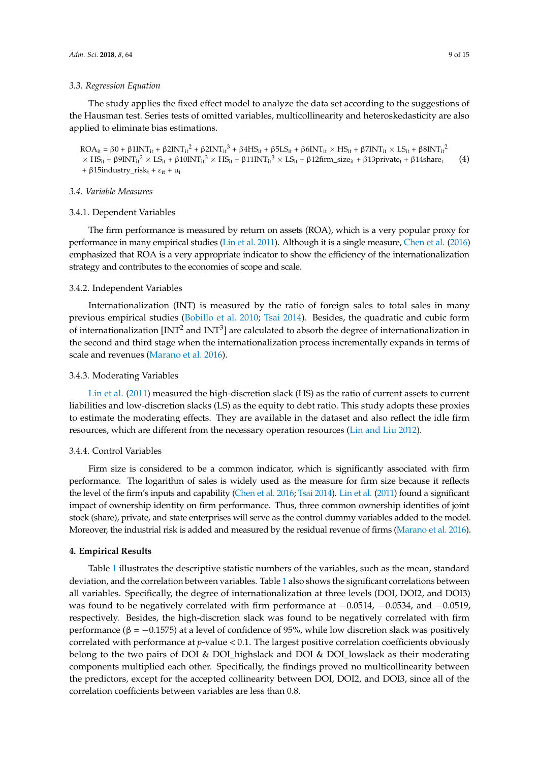### 3.3. Regression Equation

The study applies the fixed effect model to analyze the data set according to the suggestions of the Hausman test. Series tests of omitted variables, multicollinearity and heteroskedasticity are also applied to eliminate bias estimations.

$$ROA_{it} = \beta0 + \beta1INT_{it} + \beta2INT_{it}^2 + \beta2INT_{it}^3 + \beta4HS_{it} + \beta5LS_{it} + \beta6INT_{it} \times HS_{it} + \beta7INT_{it} \times LS_{it} + \beta8INT_{it}^2 \times HS_{it} + \beta9INT_{it}^2 \times LS_{it} + \beta10INT_{it}^3 \times HS_{it} + \beta11INT_{it}^3 \times LS_{it} + \beta12firm\_size_{it} + \beta13private_t + \beta14share_t + \beta15industry\_risk_t + \varepsilon_{it} + \mu_i \quad (4)$$

### 3.4. Variable Measures

#### 3.4.1. Dependent Variables

The firm performance is measured by return on assets (ROA), which is a very popular proxy for performance in many empirical studies (Lin et al. 2011). Although it is a single measure, Chen et al. (2016) emphasized that ROA is a very appropriate indicator to show the efficiency of the internationalization strategy and contributes to the economies of scope and scale.

#### 3.4.2. Independent Variables

Internationalization (INT) is measured by the ratio of foreign sales to total sales in many previous empirical studies (Bobillo et al. 2010; Tsai 2014). Besides, the quadratic and cubic form of internationalization [$INT^2$ and $INT^3$] are calculated to absorb the degree of internationalization in the second and third stage when the internationalization process incrementally expands in terms of scale and revenues (Marano et al. 2016).

#### 3.4.3. Moderating Variables

Lin et al. (2011) measured the high-discretion slack (HS) as the ratio of current assets to current liabilities and low-discretion slacks (LS) as the equity to debt ratio. This study adopts these proxies to estimate the moderating effects. They are available in the dataset and also reflect the idle firm resources, which are different from the necessary operation resources (Lin and Liu 2012).

#### 3.4.4. Control Variables

Firm size is considered to be a common indicator, which is significantly associated with firm performance. The logarithm of sales is widely used as the measure for firm size because it reflects the level of the firm's inputs and capability (Chen et al. 2016; Tsai 2014). Lin et al. (2011) found a significant impact of ownership identity on firm performance. Thus, three common ownership identities of joint stock (share), private, and state enterprises will serve as the control dummy variables added to the model. Moreover, the industrial risk is added and measured by the residual revenue of firms (Marano et al. 2016).

## 4. Empirical Results

Table 1 illustrates the descriptive statistic numbers of the variables, such as the mean, standard deviation, and the correlation between variables. Table 1 also shows the significant correlations between all variables. Specifically, the degree of internationalization at three levels (DOI, DOI2, and DOI3) was found to be negatively correlated with firm performance at −0.0514, −0.0534, and −0.0519, respectively. Besides, the high-discretion slack was found to be negatively correlated with firm performance ($\beta = -0.1575$) at a level of confidence of 95%, while low discretion slack was positively correlated with performance at $p$-value < 0.1. The largest positive correlation coefficients obviously belong to the two pairs of DOI & DOI_highslack and DOI & DOI_lowslack as their moderating components multiplied each other. Specifically, the findings proved no multicollinearity between the predictors, except for the accepted collinearity between DOI, DOI2, and DOI3, since all of the correlation coefficients between variables are less than 0.8.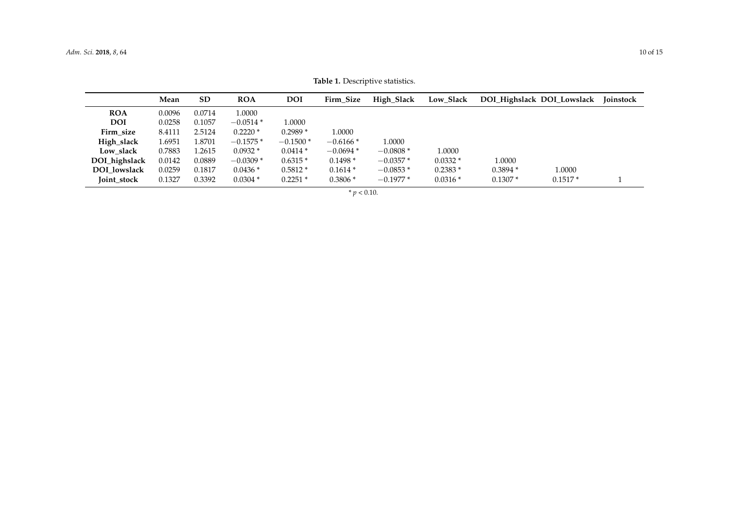**Table 1.** Descriptive statistics.

| | Mean | SD | ROA | DOI | Firm_Size | High_Slack | Low_Slack | DOI_Highslack | DOI_Lowslack | Joinstock |
|---|---|---|---|---|---|---|---|---|---|---|
| **ROA** | 0.0096 | 0.0714 | 1.0000 | | | | | | | |
| **DOI** | 0.0258 | 0.1057 | −0.0514 * | 1.0000 | | | | | | |
| **Firm_size** | 8.4111 | 2.5124 | 0.2220 * | 0.2989 * | 1.0000 | | | | | |
| **High_slack** | 1.6951 | 1.8701 | −0.1575 * | −0.1500 * | −0.6166 * | 1.0000 | | | | |
| **Low_slack** | 0.7883 | 1.2615 | 0.0932 * | 0.0414 * | −0.0694 * | −0.0808 * | 1.0000 | | | |
| **DOI_highslack** | 0.0142 | 0.0889 | −0.0309 * | 0.6315 * | 0.1498 * | −0.0357 * | 0.0332 * | 1.0000 | | |
| **DOI_lowslack** | 0.0259 | 0.1817 | 0.0436 * | 0.5812 * | 0.1614 * | −0.0853 * | 0.2383 * | 0.3894 * | 1.0000 | |
| **Joint_stock** | 0.1327 | 0.3392 | 0.0304 * | 0.2251 * | 0.3806 * | −0.1977 * | 0.0316 * | 0.1307 * | 0.1517 * | 1 |

* $p < 0.10$.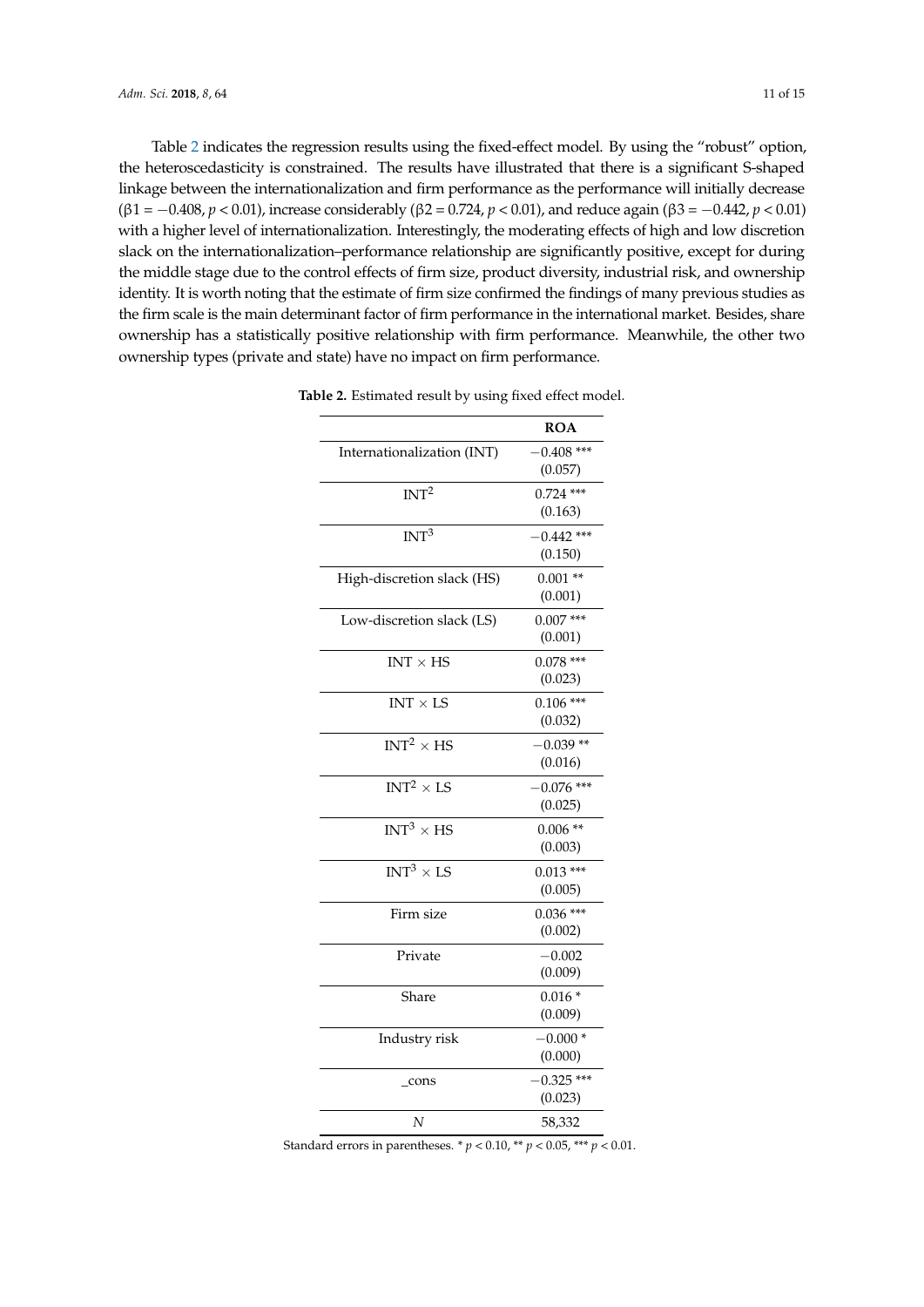Table 2 indicates the regression results using the fixed-effect model. By using the "robust" option, the heteroscedasticity is constrained. The results have illustrated that there is a significant S-shaped linkage between the internationalization and firm performance as the performance will initially decrease ($\beta 1 = -0.408$, $p < 0.01$), increase considerably ($\beta 2 = 0.724$, $p < 0.01$), and reduce again ($\beta 3 = -0.442$, $p < 0.01$) with a higher level of internationalization. Interestingly, the moderating effects of high and low discretion slack on the internationalization–performance relationship are significantly positive, except for during the middle stage due to the control effects of firm size, product diversity, industrial risk, and ownership identity. It is worth noting that the estimate of firm size confirmed the findings of many previous studies as the firm scale is the main determinant factor of firm performance in the international market. Besides, share ownership has a statistically positive relationship with firm performance. Meanwhile, the other two ownership types (private and state) have no impact on firm performance.

**Table 2.** Estimated result by using fixed effect model.

| | ROA |
|---|---|
| Internationalization (INT) | −0.408 *** <br> (0.057) |
| $INT^2$ | 0.724 *** <br> (0.163) |
| $INT^3$ | −0.442 *** <br> (0.150) |
| High-discretion slack (HS) | 0.001 ** <br> (0.001) |
| Low-discretion slack (LS) | 0.007 *** <br> (0.001) |
| INT × HS | 0.078 *** <br> (0.023) |
| INT × LS | 0.106 *** <br> (0.032) |
| $INT^2 \times HS$ | −0.039 ** <br> (0.016) |
| $INT^2 \times LS$ | −0.076 *** <br> (0.025) |
| $INT^3 \times HS$ | 0.006 ** <br> (0.003) |
| $INT^3 \times LS$ | 0.013 *** <br> (0.005) |
| Firm size | 0.036 *** <br> (0.002) |
| Private | −0.002 <br> (0.009) |
| Share | 0.016 * <br> (0.009) |
| Industry risk | −0.000 * <br> (0.000) |
| _cons | −0.325 *** <br> (0.023) |
| *N* | 58,332 |

Standard errors in parentheses. * $p < 0.10$, ** $p < 0.05$, *** $p < 0.01$.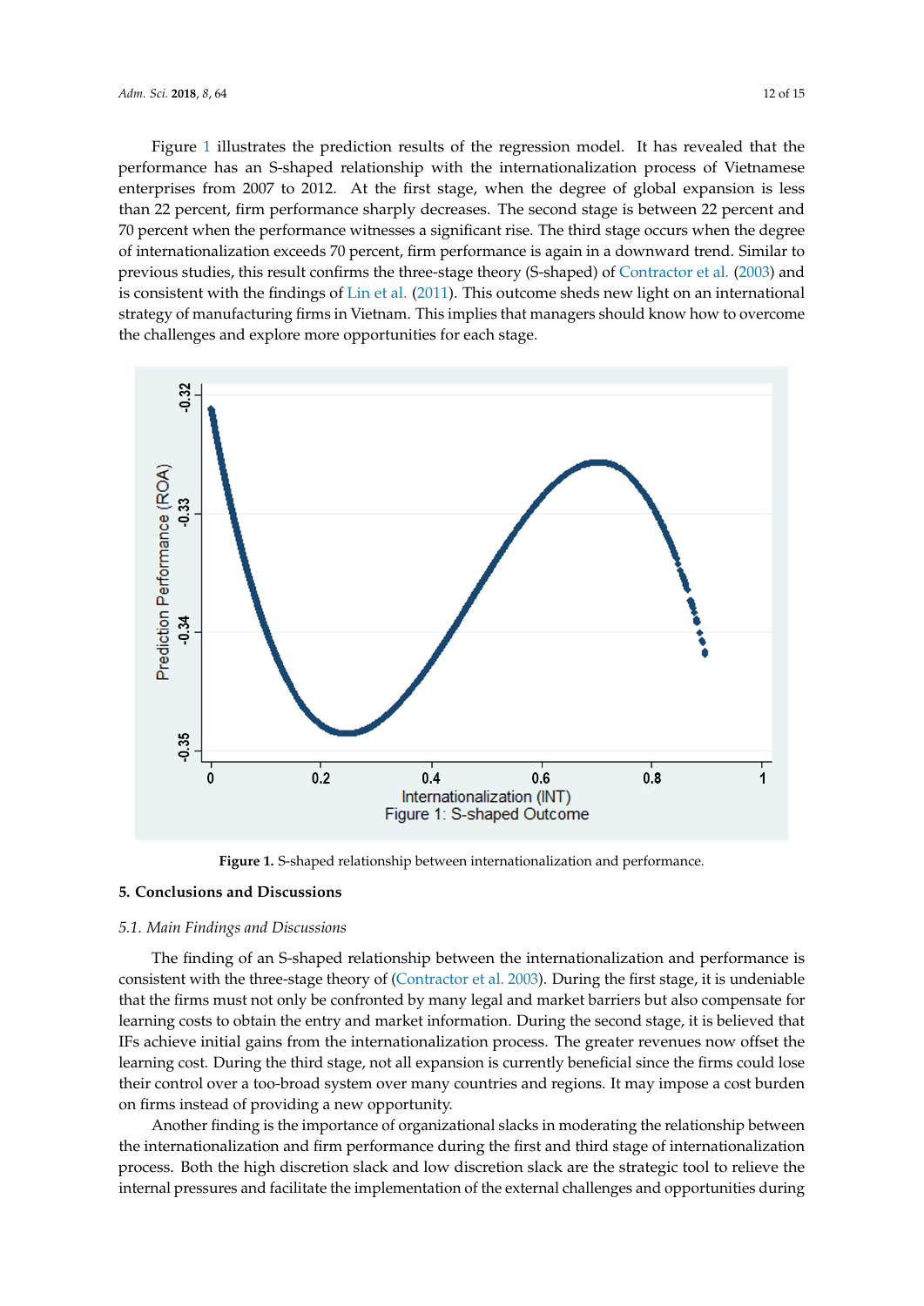Figure 1 illustrates the prediction results of the regression model. It has revealed that the performance has an S-shaped relationship with the internationalization process of Vietnamese enterprises from 2007 to 2012. At the first stage, when the degree of global expansion is less than 22 percent, firm performance sharply decreases. The second stage is between 22 percent and 70 percent when the performance witnesses a significant rise. The third stage occurs when the degree of internationalization exceeds 70 percent, firm performance is again in a downward trend. Similar to previous studies, this result confirms the three-stage theory (S-shaped) of Contractor et al. (2003) and is consistent with the findings of Lin et al. (2011). This outcome sheds new light on an international strategy of manufacturing firms in Vietnam. This implies that managers should know how to overcome the challenges and explore more opportunities for each stage.

**Figure 1.** S-shaped relationship between internationalization and performance.

## 5. Conclusions and Discussions

### 5.1. Main Findings and Discussions

The finding of an S-shaped relationship between the internationalization and performance is consistent with the three-stage theory of (Contractor et al. 2003). During the first stage, it is undeniable that the firms must not only be confronted by many legal and market barriers but also compensate for learning costs to obtain the entry and market information. During the second stage, it is believed that IFs achieve initial gains from the internationalization process. The greater revenues now offset the learning cost. During the third stage, not all expansion is currently beneficial since the firms could lose their control over a too-broad system over many countries and regions. It may impose a cost burden on firms instead of providing a new opportunity.

Another finding is the importance of organizational slacks in moderating the relationship between the internationalization and firm performance during the first and third stage of internationalization process. Both the high discretion slack and low discretion slack are the strategic tool to relieve the internal pressures and facilitate the implementation of the external challenges and opportunities during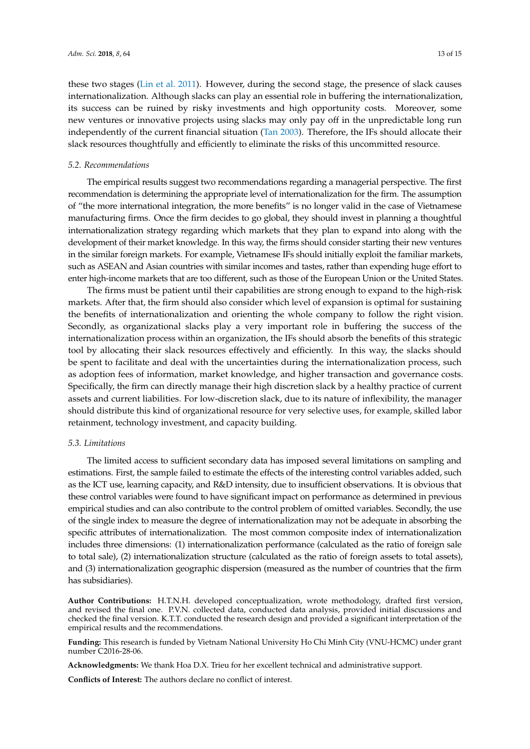these two stages (Lin et al. 2011). However, during the second stage, the presence of slack causes internationalization. Although slacks can play an essential role in buffering the internationalization, its success can be ruined by risky investments and high opportunity costs. Moreover, some new ventures or innovative projects using slacks may only pay off in the unpredictable long run independently of the current financial situation (Tan 2003). Therefore, the IFs should allocate their slack resources thoughtfully and efficiently to eliminate the risks of this uncommitted resource.

### *5.2. Recommendations*

The empirical results suggest two recommendations regarding a managerial perspective. The first recommendation is determining the appropriate level of internationalization for the firm. The assumption of "the more international integration, the more benefits" is no longer valid in the case of Vietnamese manufacturing firms. Once the firm decides to go global, they should invest in planning a thoughtful internationalization strategy regarding which markets that they plan to expand into along with the development of their market knowledge. In this way, the firms should consider starting their new ventures in the similar foreign markets. For example, Vietnamese IFs should initially exploit the familiar markets, such as ASEAN and Asian countries with similar incomes and tastes, rather than expending huge effort to enter high-income markets that are too different, such as those of the European Union or the United States.

The firms must be patient until their capabilities are strong enough to expand to the high-risk markets. After that, the firm should also consider which level of expansion is optimal for sustaining the benefits of internationalization and orienting the whole company to follow the right vision. Secondly, as organizational slacks play a very important role in buffering the success of the internationalization process within an organization, the IFs should absorb the benefits of this strategic tool by allocating their slack resources effectively and efficiently. In this way, the slacks should be spent to facilitate and deal with the uncertainties during the internationalization process, such as adoption fees of information, market knowledge, and higher transaction and governance costs. Specifically, the firm can directly manage their high discretion slack by a healthy practice of current assets and current liabilities. For low-discretion slack, due to its nature of inflexibility, the manager should distribute this kind of organizational resource for very selective uses, for example, skilled labor retainment, technology investment, and capacity building.

### *5.3. Limitations*

The limited access to sufficient secondary data has imposed several limitations on sampling and estimations. First, the sample failed to estimate the effects of the interesting control variables added, such as the ICT use, learning capacity, and R&D intensity, due to insufficient observations. It is obvious that these control variables were found to have significant impact on performance as determined in previous empirical studies and can also contribute to the control problem of omitted variables. Secondly, the use of the single index to measure the degree of internationalization may not be adequate in absorbing the specific attributes of internationalization. The most common composite index of internationalization includes three dimensions: (1) internationalization performance (calculated as the ratio of foreign sale to total sale), (2) internationalization structure (calculated as the ratio of foreign assets to total assets), and (3) internationalization geographic dispersion (measured as the number of countries that the firm has subsidiaries).

**Author Contributions:** H.T.N.H. developed conceptualization, wrote methodology, drafted first version, and revised the final one. P.V.N. collected data, conducted data analysis, provided initial discussions and checked the final version. K.T.T. conducted the research design and provided a significant interpretation of the empirical results and the recommendations.

**Funding:** This research is funded by Vietnam National University Ho Chi Minh City (VNU-HCMC) under grant number C2016-28-06.

**Acknowledgments:** We thank Hoa D.X. Trieu for her excellent technical and administrative support.

**Conflicts of Interest:** The authors declare no conflict of interest.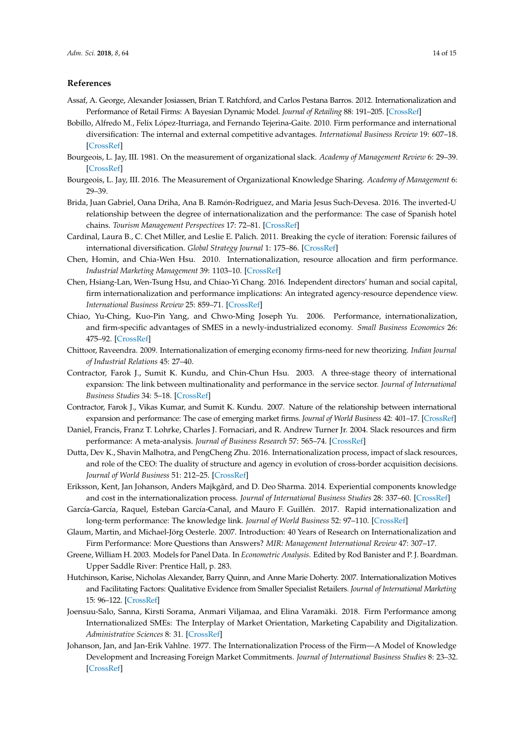## References

Assaf, A. George, Alexander Josiassen, Brian T. Ratchford, and Carlos Pestana Barros. 2012. Internationalization and Performance of Retail Firms: A Bayesian Dynamic Model. *Journal of Retailing* 88: 191–205. [CrossRef]

Bobillo, Alfredo M., Felix López-Iturriaga, and Fernando Tejerina-Gaite. 2010. Firm performance and international diversification: The internal and external competitive advantages. *International Business Review* 19: 607–18. [CrossRef]

Bourgeois, L. Jay, III. 1981. On the measurement of organizational slack. *Academy of Management Review* 6: 29–39. [CrossRef]

Bourgeois, L. Jay, III. 2016. The Measurement of Organizational Knowledge Sharing. *Academy of Management* 6: 29–39.

Brida, Juan Gabriel, Oana Driha, Ana B. Ramón-Rodriguez, and Maria Jesus Such-Devesa. 2016. The inverted-U relationship between the degree of internationalization and the performance: The case of Spanish hotel chains. *Tourism Management Perspectives* 17: 72–81. [CrossRef]

Cardinal, Laura B., C. Chet Miller, and Leslie E. Palich. 2011. Breaking the cycle of iteration: Forensic failures of international diversification. *Global Strategy Journal* 1: 175–86. [CrossRef]

Chen, Homin, and Chia-Wen Hsu. 2010. Internationalization, resource allocation and firm performance. *Industrial Marketing Management* 39: 1103–10. [CrossRef]

Chen, Hsiang-Lan, Wen-Tsung Hsu, and Chiao-Yi Chang. 2016. Independent directors' human and social capital, firm internationalization and performance implications: An integrated agency-resource dependence view. *International Business Review* 25: 859–71. [CrossRef]

Chiao, Yu-Ching, Kuo-Pin Yang, and Chwo-Ming Joseph Yu. 2006. Performance, internationalization, and firm-specific advantages of SMES in a newly-industrialized economy. *Small Business Economics* 26: 475–92. [CrossRef]

Chittoor, Raveendra. 2009. Internationalization of emerging economy firms-need for new theorizing. *Indian Journal of Industrial Relations* 45: 27–40.

Contractor, Farok J., Sumit K. Kundu, and Chin-Chun Hsu. 2003. A three-stage theory of international expansion: The link between multinationality and performance in the service sector. *Journal of International Business Studies* 34: 5–18. [CrossRef]

Contractor, Farok J., Vikas Kumar, and Sumit K. Kundu. 2007. Nature of the relationship between international expansion and performance: The case of emerging market firms. *Journal of World Business* 42: 401–17. [CrossRef]

Daniel, Francis, Franz T. Lohrke, Charles J. Fornaciari, and R. Andrew Turner Jr. 2004. Slack resources and firm performance: A meta-analysis. *Journal of Business Research* 57: 565–74. [CrossRef]

Dutta, Dev K., Shavin Malhotra, and PengCheng Zhu. 2016. Internationalization process, impact of slack resources, and role of the CEO: The duality of structure and agency in evolution of cross-border acquisition decisions. *Journal of World Business* 51: 212–25. [CrossRef]

Eriksson, Kent, Jan Johanson, Anders Majkgård, and D. Deo Sharma. 2014. Experiential components knowledge and cost in the internationalization process. *Journal of International Business Studies* 28: 337–60. [CrossRef]

García-García, Raquel, Esteban García-Canal, and Mauro F. Guillén. 2017. Rapid internationalization and long-term performance: The knowledge link. *Journal of World Business* 52: 97–110. [CrossRef]

Glaum, Martin, and Michael-Jörg Oesterle. 2007. Introduction: 40 Years of Research on Internationalization and Firm Performance: More Questions than Answers? *MIR: Management International Review* 47: 307–17.

Greene, William H. 2003. Models for Panel Data. In *Econometric Analysis*. Edited by Rod Banister and P. J. Boardman. Upper Saddle River: Prentice Hall, p. 283.

Hutchinson, Karise, Nicholas Alexander, Barry Quinn, and Anne Marie Doherty. 2007. Internationalization Motives and Facilitating Factors: Qualitative Evidence from Smaller Specialist Retailers. *Journal of International Marketing* 15: 96–122. [CrossRef]

Joensuu-Salo, Sanna, Kirsti Sorama, Anmari Viljamaa, and Elina Varamäki. 2018. Firm Performance among Internationalized SMEs: The Interplay of Market Orientation, Marketing Capability and Digitalization. *Administrative Sciences* 8: 31. [CrossRef]

Johanson, Jan, and Jan-Erik Vahlne. 1977. The Internationalization Process of the Firm—A Model of Knowledge Development and Increasing Foreign Market Commitments. *Journal of International Business Studies* 8: 23–32. [CrossRef]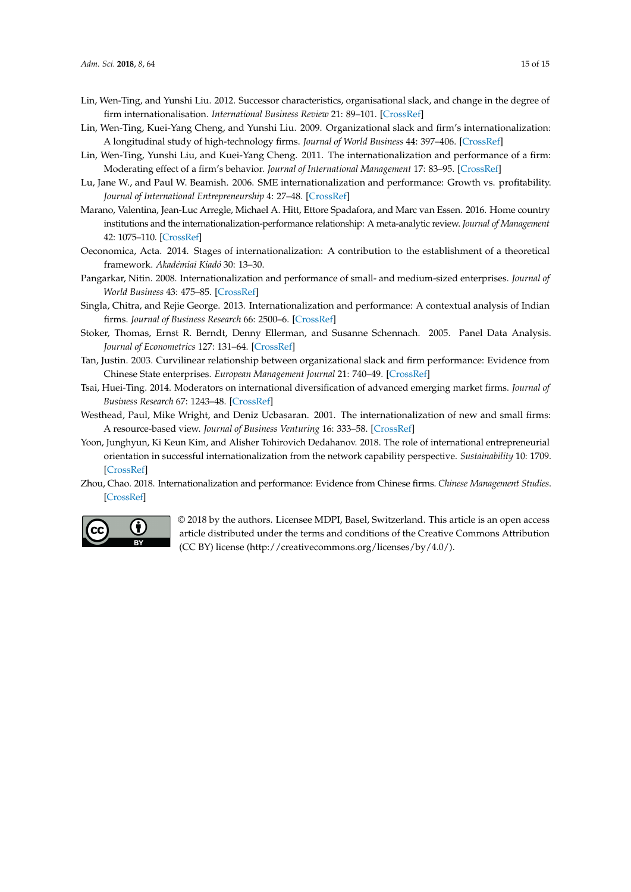Lin, Wen-Ting, and Yunshi Liu. 2012. Successor characteristics, organisational slack, and change in the degree of firm internationalisation. *International Business Review* 21: 89–101. [CrossRef]

Lin, Wen-Ting, Kuei-Yang Cheng, and Yunshi Liu. 2009. Organizational slack and firm's internationalization: A longitudinal study of high-technology firms. *Journal of World Business* 44: 397–406. [CrossRef]

Lin, Wen-Ting, Yunshi Liu, and Kuei-Yang Cheng. 2011. The internationalization and performance of a firm: Moderating effect of a firm's behavior. *Journal of International Management* 17: 83–95. [CrossRef]

Lu, Jane W., and Paul W. Beamish. 2006. SME internationalization and performance: Growth vs. profitability. *Journal of International Entrepreneurship* 4: 27–48. [CrossRef]

Marano, Valentina, Jean-Luc Arregle, Michael A. Hitt, Ettore Spadafora, and Marc van Essen. 2016. Home country institutions and the internationalization-performance relationship: A meta-analytic review. *Journal of Management* 42: 1075–110. [CrossRef]

Oeconomica, Acta. 2014. Stages of internationalization: A contribution to the establishment of a theoretical framework. *Akadémiai Kiadó* 30: 13–30.

Pangarkar, Nitin. 2008. Internationalization and performance of small- and medium-sized enterprises. *Journal of World Business* 43: 475–85. [CrossRef]

Singla, Chitra, and Rejie George. 2013. Internationalization and performance: A contextual analysis of Indian firms. *Journal of Business Research* 66: 2500–6. [CrossRef]

Stoker, Thomas, Ernst R. Berndt, Denny Ellerman, and Susanne Schennach. 2005. Panel Data Analysis. *Journal of Econometrics* 127: 131–64. [CrossRef]

Tan, Justin. 2003. Curvilinear relationship between organizational slack and firm performance: Evidence from Chinese State enterprises. *European Management Journal* 21: 740–49. [CrossRef]

Tsai, Huei-Ting. 2014. Moderators on international diversification of advanced emerging market firms. *Journal of Business Research* 67: 1243–48. [CrossRef]

Westhead, Paul, Mike Wright, and Deniz Ucbasaran. 2001. The internationalization of new and small firms: A resource-based view. *Journal of Business Venturing* 16: 333–58. [CrossRef]

Yoon, Junghyun, Ki Keun Kim, and Alisher Tohirovich Dedahanov. 2018. The role of international entrepreneurial orientation in successful internationalization from the network capability perspective. *Sustainability* 10: 1709. [CrossRef]

Zhou, Chao. 2018. Internationalization and performance: Evidence from Chinese firms. *Chinese Management Studies*. [CrossRef]

© 2018 by the authors. Licensee MDPI, Basel, Switzerland. This article is an open access article distributed under the terms and conditions of the Creative Commons Attribution (CC BY) license (http://creativecommons.org/licenses/by/4.0/).